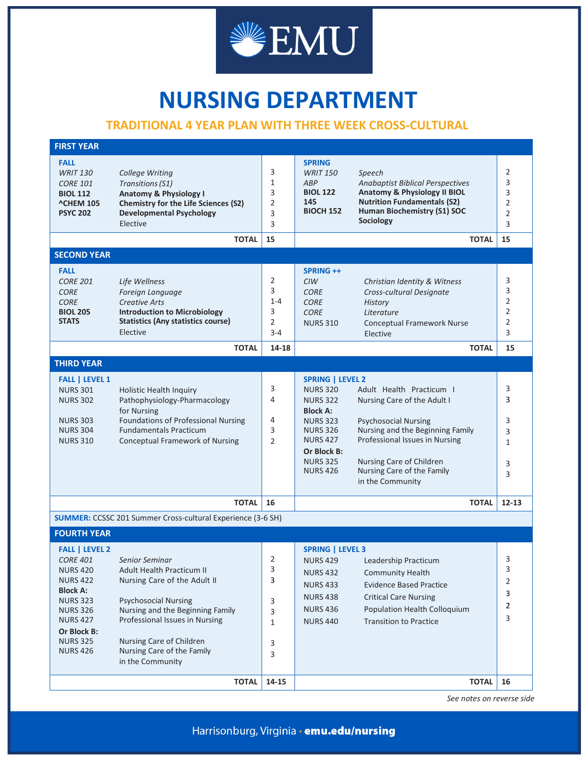# EMU

# NURSING DEPARTMENT

## TRADITIONAL 4 YEAR PLAN WITH THREE WEEK CROSS-CULTURAL

### FIRST YEAR

| FALL | | | SPRING | | |
|---|---|---|---|---|---|
| *WRIT 130* | *College Writing* | 3 | *WRIT 150* | *Speech* | 2 |
| *CORE 101* | *Transitions (S1)* | 1 | *ABP* | *Anabaptist Biblical Perspectives* | 3 |
| **BIOL 112** | **Anatomy & Physiology I** | 3 | **BIOL 122** | **Anatomy & Physiology II** | 3 |
| **^CHEM 105** | **Chemistry for the Life Sciences (S2)** | 2 | **BIOL 145** | **Nutrition Fundamentals (S2)** | 2 |
| **PSYC 202** | **Developmental Psychology** | 3 | **BIOCH 152** | **Human Biochemistry (S1)** | 2 |
| | Elective | 3 | **SOC** | **Sociology** | 3 |
| | **TOTAL** | **15** | | **TOTAL** | **15** |

### SECOND YEAR

| FALL | | | SPRING ++ | | |
|---|---|---|---|---|---|
| *CORE 201* | *Life Wellness* | 2 | *CIW* | *Christian Identity & Witness* | 3 |
| *CORE* | *Foreign Language* | 3 | *CORE* | *Cross-cultural Designate* | 3 |
| *CORE* | *Creative Arts* | 1-4 | *CORE* | *History* | 2 |
| **BIOL 205** | **Introduction to Microbiology** | 3 | *CORE* | *Literature* | 2 |
| **STATS** | **Statistics (Any statistics course)** | 2 | NURS 310 | Conceptual Framework Nurse | 2 |
| | Elective | 3-4 | | Elective | 3 |
| | **TOTAL** | **14-18** | | **TOTAL** | **15** |

### THIRD YEAR

| FALL \| LEVEL 1 | | | SPRING \| LEVEL 2 | | |
|---|---|---|---|---|---|
| NURS 301 | Holistic Health Inquiry | 3 | NURS 320 | Adult Health Practicum I | 3 |
| NURS 302 | Pathophysiology-Pharmacology for Nursing | 4 | NURS 322 | Nursing Care of the Adult I | 3 |
| NURS 303 | Foundations of Professional Nursing | 4 | **Block A:** | | |
| NURS 304 | Fundamentals Practicum | 3 | NURS 323 | Psychosocial Nursing | 3 |
| NURS 310 | Conceptual Framework of Nursing | 2 | NURS 326 | Nursing and the Beginning Family | 3 |
| | | | NURS 427 | Professional Issues in Nursing | 1 |
| | | | **Or Block B:** | | |
| | | | NURS 325 | Nursing Care of Children | 3 |
| | | | NURS 426 | Nursing Care of the Family in the Community | 3 |
| | **TOTAL** | **16** | | **TOTAL** | **12-13** |

**SUMMER:** CCSSC 201 Summer Cross-cultural Experience (3-6 SH)

### FOURTH YEAR

| FALL \| LEVEL 2 | | | SPRING \| LEVEL 3 | | |
|---|---|---|---|---|---|
| *CORE 401* | *Senior Seminar* | 2 | NURS 429 | Leadership Practicum | 3 |
| NURS 420 | Adult Health Practicum II | 3 | NURS 432 | Community Health | 3 |
| NURS 422 | Nursing Care of the Adult II | 3 | NURS 433 | Evidence Based Practice | 2 |
| **Block A:** | | | NURS 438 | Critical Care Nursing | 3 |
| NURS 323 | Psychosocial Nursing | 3 | NURS 436 | Population Health Colloquium | 2 |
| NURS 326 | Nursing and the Beginning Family | 3 | NURS 440 | Transition to Practice | 3 |
| NURS 427 | Professional Issues in Nursing | 1 | | | |
| **Or Block B:** | | | | | |
| NURS 325 | Nursing Care of Children | 3 | | | |
| NURS 426 | Nursing Care of the Family in the Community | 3 | | | |
| | **TOTAL** | **14-15** | | **TOTAL** | **16** |

*See notes on reverse side*

Harrisonburg, Virginia • **emu.edu/nursing**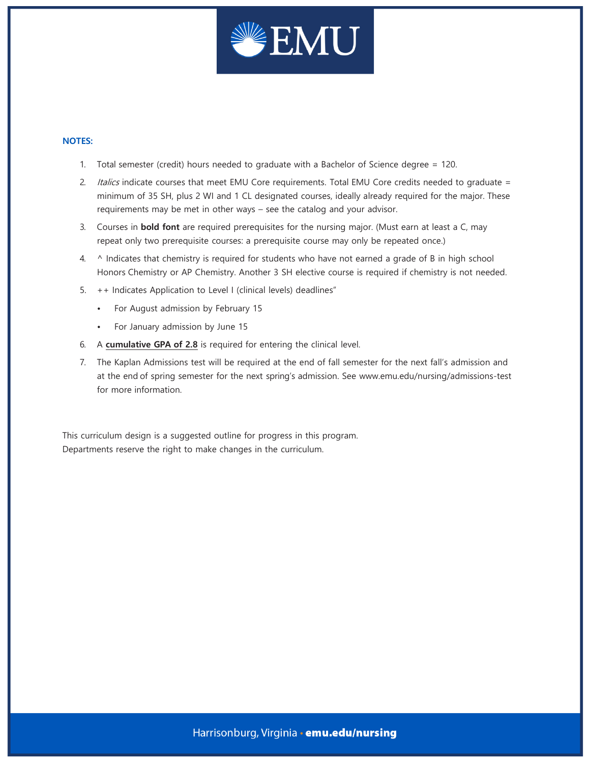**NOTES:**

1. Total semester (credit) hours needed to graduate with a Bachelor of Science degree = 120.
2. *Italics* indicate courses that meet EMU Core requirements. Total EMU Core credits needed to graduate = minimum of 35 SH, plus 2 WI and 1 CL designated courses, ideally already required for the major. These requirements may be met in other ways – see the catalog and your advisor.
3. Courses in **bold font** are required prerequisites for the nursing major. (Must earn at least a C, may repeat only two prerequisite courses: a prerequisite course may only be repeated once.)
4. ^ Indicates that chemistry is required for students who have not earned a grade of B in high school Honors Chemistry or AP Chemistry. Another 3 SH elective course is required if chemistry is not needed.
5. ++ Indicates Application to Level I (clinical levels) deadlines"
   - For August admission by February 15
   - For January admission by June 15
6. A **cumulative GPA of 2.8** is required for entering the clinical level.
7. The Kaplan Admissions test will be required at the end of fall semester for the next fall's admission and at the end of spring semester for the next spring's admission. See www.emu.edu/nursing/admissions-test for more information.

This curriculum design is a suggested outline for progress in this program.
Departments reserve the right to make changes in the curriculum.